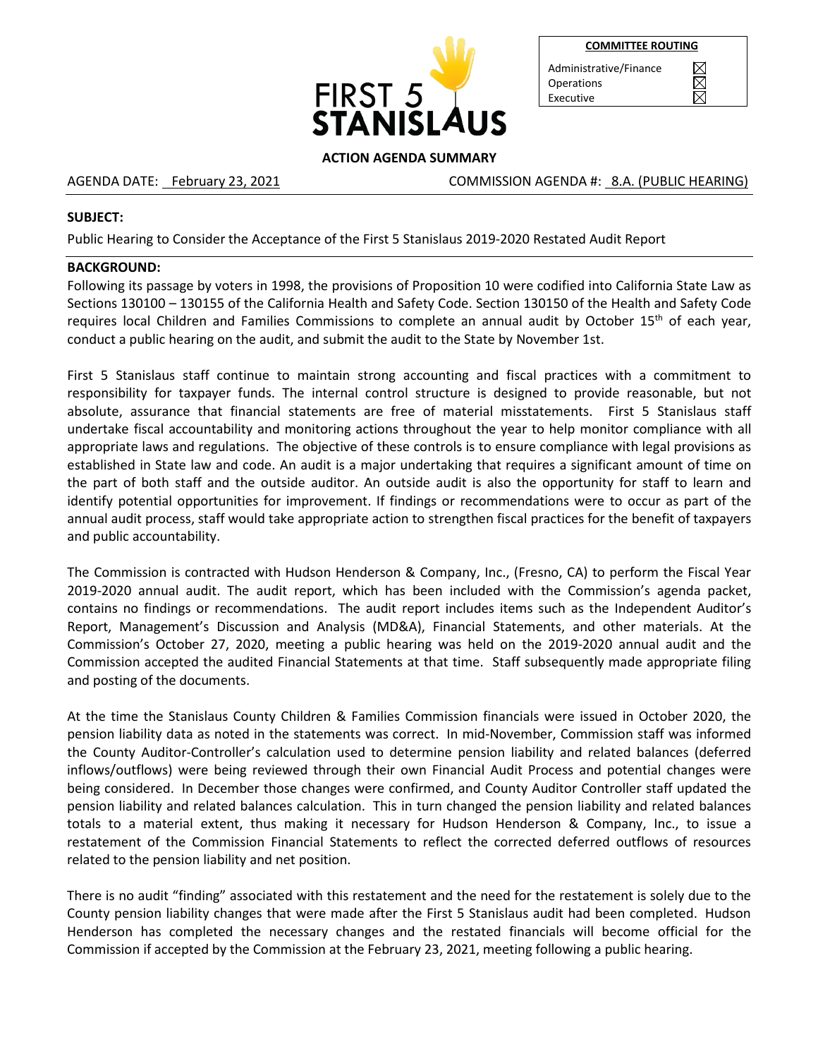FIRST 5 STANISLAUS

| COMMITTEE ROUTING | |
|---|---|
| Administrative/Finance | ☒ |
| Operations | ☒ |
| Executive | ☒ |

**ACTION AGENDA SUMMARY**

AGENDA DATE: February 23, 2021 COMMISSION AGENDA #: 8.A. (PUBLIC HEARING)

**SUBJECT:**

Public Hearing to Consider the Acceptance of the First 5 Stanislaus 2019-2020 Restated Audit Report

**BACKGROUND:**

Following its passage by voters in 1998, the provisions of Proposition 10 were codified into California State Law as Sections 130100 – 130155 of the California Health and Safety Code. Section 130150 of the Health and Safety Code requires local Children and Families Commissions to complete an annual audit by October 15th of each year, conduct a public hearing on the audit, and submit the audit to the State by November 1st.

First 5 Stanislaus staff continue to maintain strong accounting and fiscal practices with a commitment to responsibility for taxpayer funds. The internal control structure is designed to provide reasonable, but not absolute, assurance that financial statements are free of material misstatements. First 5 Stanislaus staff undertake fiscal accountability and monitoring actions throughout the year to help monitor compliance with all appropriate laws and regulations. The objective of these controls is to ensure compliance with legal provisions as established in State law and code. An audit is a major undertaking that requires a significant amount of time on the part of both staff and the outside auditor. An outside audit is also the opportunity for staff to learn and identify potential opportunities for improvement. If findings or recommendations were to occur as part of the annual audit process, staff would take appropriate action to strengthen fiscal practices for the benefit of taxpayers and public accountability.

The Commission is contracted with Hudson Henderson & Company, Inc., (Fresno, CA) to perform the Fiscal Year 2019-2020 annual audit. The audit report, which has been included with the Commission's agenda packet, contains no findings or recommendations. The audit report includes items such as the Independent Auditor's Report, Management's Discussion and Analysis (MD&A), Financial Statements, and other materials. At the Commission's October 27, 2020, meeting a public hearing was held on the 2019-2020 annual audit and the Commission accepted the audited Financial Statements at that time. Staff subsequently made appropriate filing and posting of the documents.

At the time the Stanislaus County Children & Families Commission financials were issued in October 2020, the pension liability data as noted in the statements was correct. In mid-November, Commission staff was informed the County Auditor-Controller's calculation used to determine pension liability and related balances (deferred inflows/outflows) were being reviewed through their own Financial Audit Process and potential changes were being considered. In December those changes were confirmed, and County Auditor Controller staff updated the pension liability and related balances calculation. This in turn changed the pension liability and related balances totals to a material extent, thus making it necessary for Hudson Henderson & Company, Inc., to issue a restatement of the Commission Financial Statements to reflect the corrected deferred outflows of resources related to the pension liability and net position.

There is no audit "finding" associated with this restatement and the need for the restatement is solely due to the County pension liability changes that were made after the First 5 Stanislaus audit had been completed. Hudson Henderson has completed the necessary changes and the restated financials will become official for the Commission if accepted by the Commission at the February 23, 2021, meeting following a public hearing.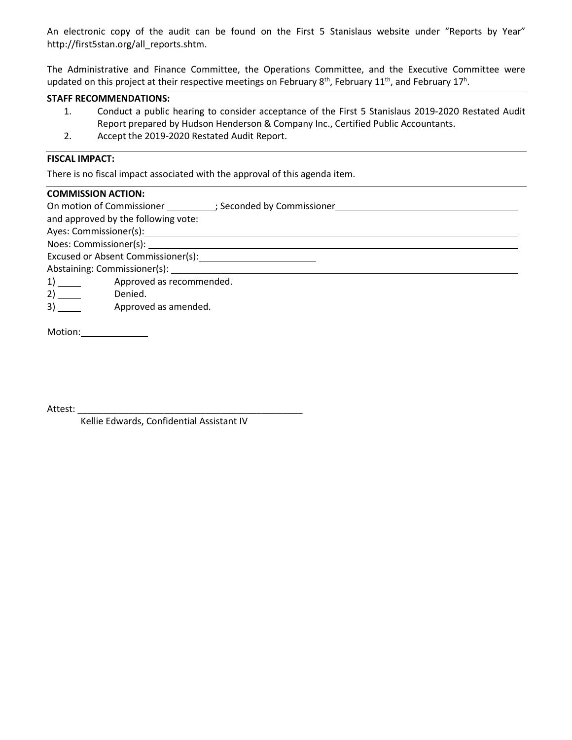An electronic copy of the audit can be found on the First 5 Stanislaus website under "Reports by Year" http://first5stan.org/all_reports.shtm.

The Administrative and Finance Committee, the Operations Committee, and the Executive Committee were updated on this project at their respective meetings on February 8th, February 11th, and February 17h.

**STAFF RECOMMENDATIONS:**

1. Conduct a public hearing to consider acceptance of the First 5 Stanislaus 2019-2020 Restated Audit Report prepared by Hudson Henderson & Company Inc., Certified Public Accountants.
2. Accept the 2019-2020 Restated Audit Report.

**FISCAL IMPACT:**

There is no fiscal impact associated with the approval of this agenda item.

**COMMISSION ACTION:**

On motion of Commissioner \_\_\_\_\_\_\_\_\_\_; Seconded by Commissioner \_\_\_\_\_\_\_\_\_\_\_\_\_\_\_\_\_\_\_\_\_\_\_\_\_\_\_\_\_\_\_\_\_\_\_\_\_\_\_\_
and approved by the following vote:
Ayes: Commissioner(s): \_\_\_\_\_\_\_\_\_\_\_\_\_\_\_\_\_\_\_\_\_\_\_\_\_\_\_\_\_\_\_\_\_\_\_\_\_\_\_\_\_\_\_\_\_\_\_\_\_\_\_\_\_\_\_\_\_\_\_\_\_\_\_\_\_\_\_\_
Noes: Commissioner(s): \_\_\_\_\_\_\_\_\_\_\_\_\_\_\_\_\_\_\_\_\_\_\_\_\_\_\_\_\_\_\_\_\_\_\_\_\_\_\_\_\_\_\_\_\_\_\_\_\_\_\_\_\_\_\_\_\_\_\_\_\_\_\_\_\_\_\_\_
Excused or Absent Commissioner(s): \_\_\_\_\_\_\_\_\_\_\_\_\_\_\_\_\_\_\_\_\_\_\_\_
Abstaining: Commissioner(s): \_\_\_\_\_\_\_\_\_\_\_\_\_\_\_\_\_\_\_\_\_\_\_\_\_\_\_\_\_\_\_\_\_\_\_\_\_\_\_\_\_\_\_\_\_\_\_\_\_\_\_\_\_\_\_\_\_\_\_\_\_\_\_\_\_\_

1) \_\_\_\_\_ Approved as recommended.
2) \_\_\_\_\_ Denied.
3) \_\_\_\_\_ Approved as amended.

Motion: \_\_\_\_\_\_\_\_\_\_\_\_\_\_

Attest: \_\_\_\_\_\_\_\_\_\_\_\_\_\_\_\_\_\_\_\_\_\_\_\_\_\_\_\_\_\_\_\_\_\_\_\_\_\_\_\_\_\_\_\_\_
Kellie Edwards, Confidential Assistant IV